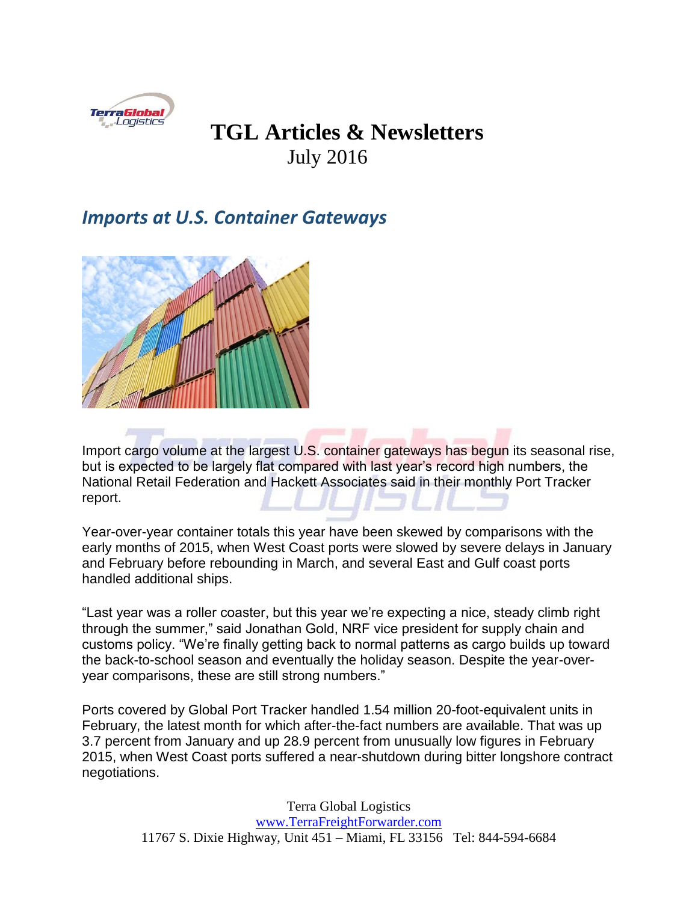# TGL Articles & Newsletters

July 2016

## *Imports at U.S. Container Gateways*

Import cargo volume at the largest U.S. container gateways has begun its seasonal rise, but is expected to be largely flat compared with last year's record high numbers, the National Retail Federation and Hackett Associates said in their monthly Port Tracker report.

Year-over-year container totals this year have been skewed by comparisons with the early months of 2015, when West Coast ports were slowed by severe delays in January and February before rebounding in March, and several East and Gulf coast ports handled additional ships.

"Last year was a roller coaster, but this year we're expecting a nice, steady climb right through the summer," said Jonathan Gold, NRF vice president for supply chain and customs policy. "We're finally getting back to normal patterns as cargo builds up toward the back-to-school season and eventually the holiday season. Despite the year-over-year comparisons, these are still strong numbers."

Ports covered by Global Port Tracker handled 1.54 million 20-foot-equivalent units in February, the latest month for which after-the-fact numbers are available. That was up 3.7 percent from January and up 28.9 percent from unusually low figures in February 2015, when West Coast ports suffered a near-shutdown during bitter longshore contract negotiations.

Terra Global Logistics
www.TerraFreightForwarder.com
11767 S. Dixie Highway, Unit 451 – Miami, FL 33156 Tel: 844-594-6684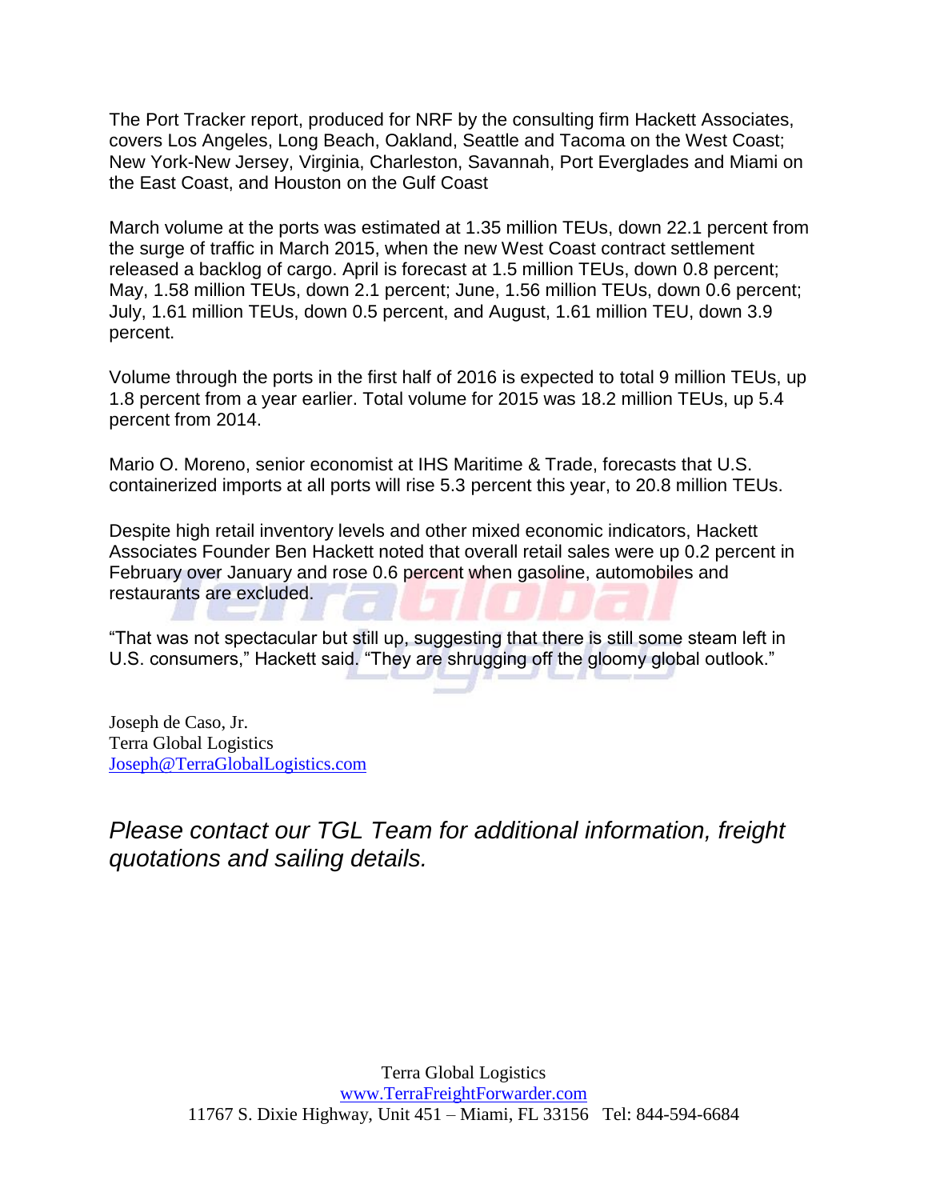The Port Tracker report, produced for NRF by the consulting firm Hackett Associates, covers Los Angeles, Long Beach, Oakland, Seattle and Tacoma on the West Coast; New York-New Jersey, Virginia, Charleston, Savannah, Port Everglades and Miami on the East Coast, and Houston on the Gulf Coast

March volume at the ports was estimated at 1.35 million TEUs, down 22.1 percent from the surge of traffic in March 2015, when the new West Coast contract settlement released a backlog of cargo. April is forecast at 1.5 million TEUs, down 0.8 percent; May, 1.58 million TEUs, down 2.1 percent; June, 1.56 million TEUs, down 0.6 percent; July, 1.61 million TEUs, down 0.5 percent, and August, 1.61 million TEU, down 3.9 percent.

Volume through the ports in the first half of 2016 is expected to total 9 million TEUs, up 1.8 percent from a year earlier. Total volume for 2015 was 18.2 million TEUs, up 5.4 percent from 2014.

Mario O. Moreno, senior economist at IHS Maritime & Trade, forecasts that U.S. containerized imports at all ports will rise 5.3 percent this year, to 20.8 million TEUs.

Despite high retail inventory levels and other mixed economic indicators, Hackett Associates Founder Ben Hackett noted that overall retail sales were up 0.2 percent in February over January and rose 0.6 percent when gasoline, automobiles and restaurants are excluded.

“That was not spectacular but still up, suggesting that there is still some steam left in U.S. consumers,” Hackett said. “They are shrugging off the gloomy global outlook.”

Joseph de Caso, Jr.
Terra Global Logistics
Joseph@TerraGlobalLogistics.com

*Please contact our TGL Team for additional information, freight quotations and sailing details.*

Terra Global Logistics
www.TerraFreightForwarder.com
11767 S. Dixie Highway, Unit 451 – Miami, FL 33156 Tel: 844-594-6684